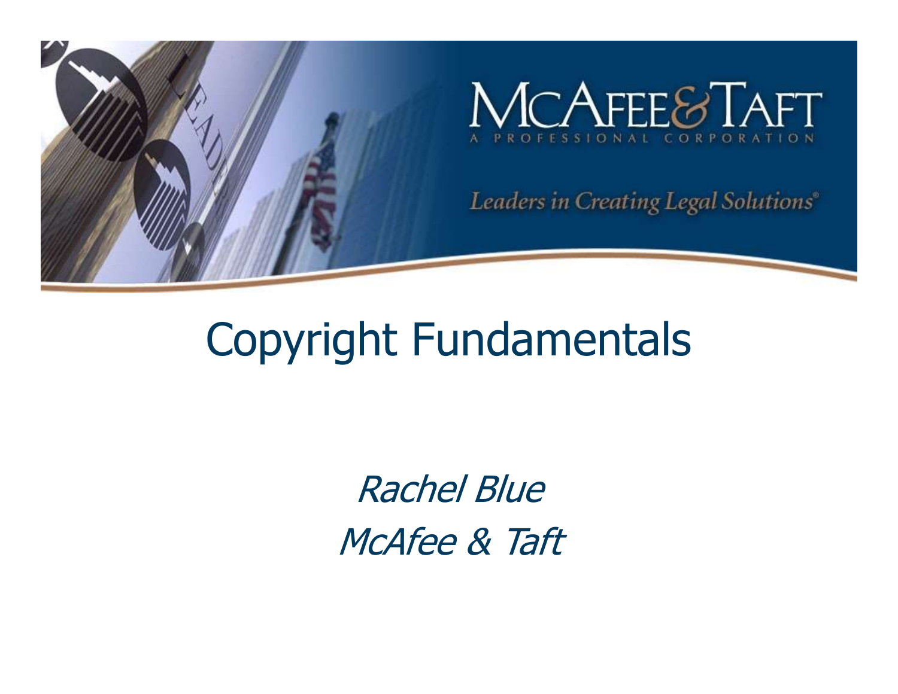# Copyright Fundamentals

*Rachel Blue*

*McAfee & Taft*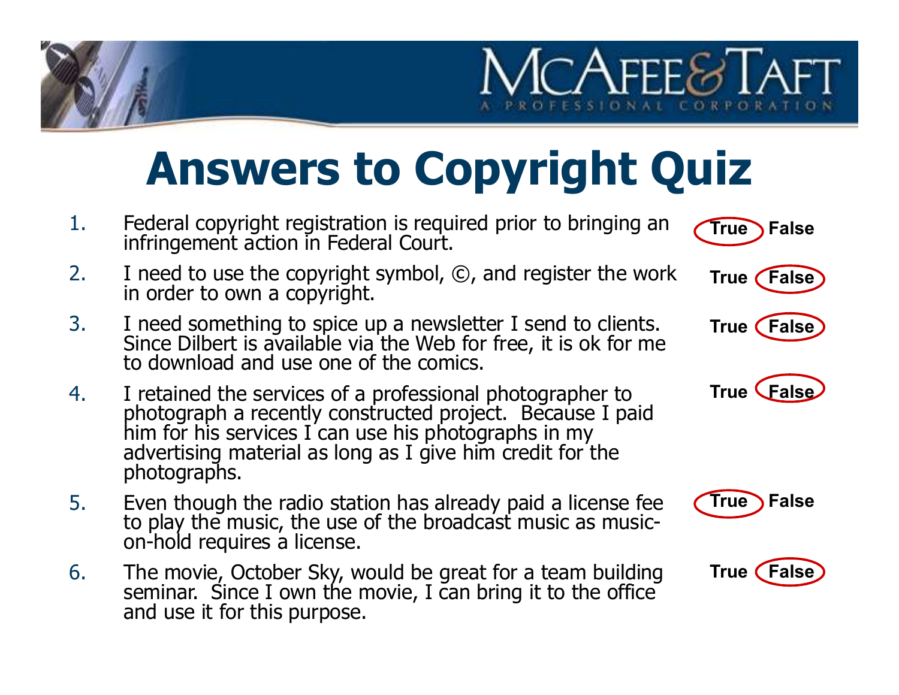# Answers to Copyright Quiz

1. Federal copyright registration is required prior to bringing an infringement action in Federal Court. — **True** (circled) / False
2. I need to use the copyright symbol, ©, and register the work in order to own a copyright. — True / **False** (circled)
3. I need something to spice up a newsletter I send to clients. Since Dilbert is available via the Web for free, it is ok for me to download and use one of the comics. — True / **False** (circled)
4. I retained the services of a professional photographer to photograph a recently constructed project. Because I paid him for his services I can use his photographs in my advertising material as long as I give him credit for the photographs. — True / **False** (circled)
5. Even though the radio station has already paid a license fee to play the music, the use of the broadcast music as music-on-hold requires a license. — **True** (circled) / False
6. The movie, October Sky, would be great for a team building seminar. Since I own the movie, I can bring it to the office and use it for this purpose. — True / **False** (circled)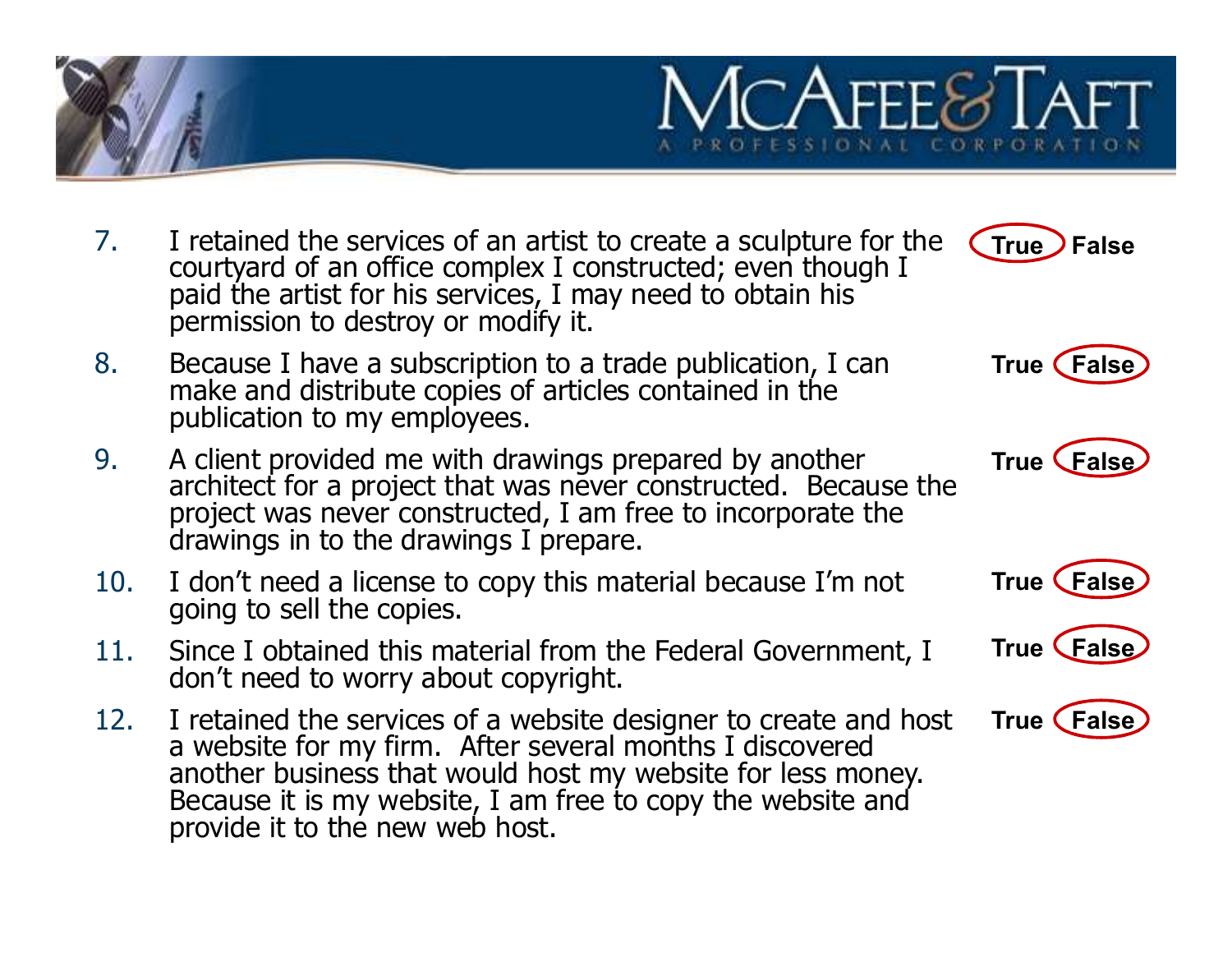7. I retained the services of an artist to create a sculpture for the courtyard of an office complex I constructed; even though I paid the artist for his services, I may need to obtain his permission to destroy or modify it. — **True** (circled) / False

8. Because I have a subscription to a trade publication, I can make and distribute copies of articles contained in the publication to my employees. — True / **False** (circled)

9. A client provided me with drawings prepared by another architect for a project that was never constructed. Because the project was never constructed, I am free to incorporate the drawings in to the drawings I prepare. — True / **False** (circled)

10. I don't need a license to copy this material because I'm not going to sell the copies. — True / **False** (circled)

11. Since I obtained this material from the Federal Government, I don't need to worry about copyright. — True / **False** (circled)

12. I retained the services of a website designer to create and host a website for my firm. After several months I discovered another business that would host my website for less money. Because it is my website, I am free to copy the website and provide it to the new web host. — True / **False** (circled)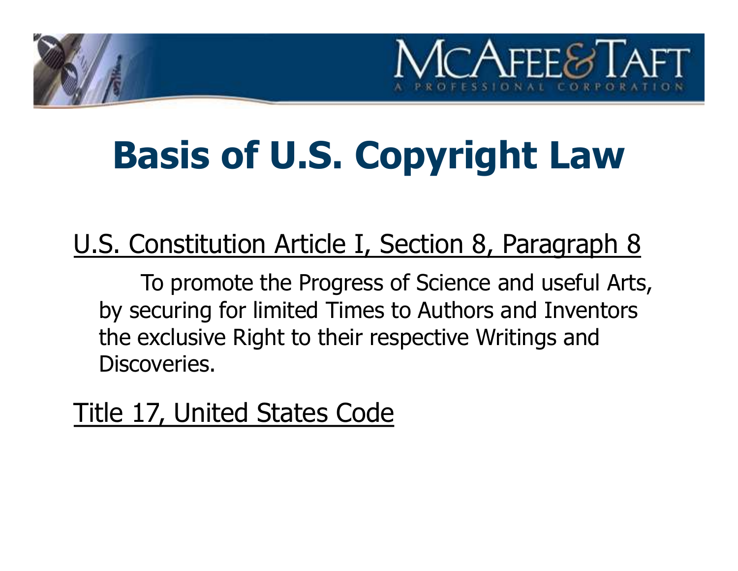# Basis of U.S. Copyright Law

U.S. Constitution Article I, Section 8, Paragraph 8

> To promote the Progress of Science and useful Arts, by securing for limited Times to Authors and Inventors the exclusive Right to their respective Writings and Discoveries.

Title 17, United States Code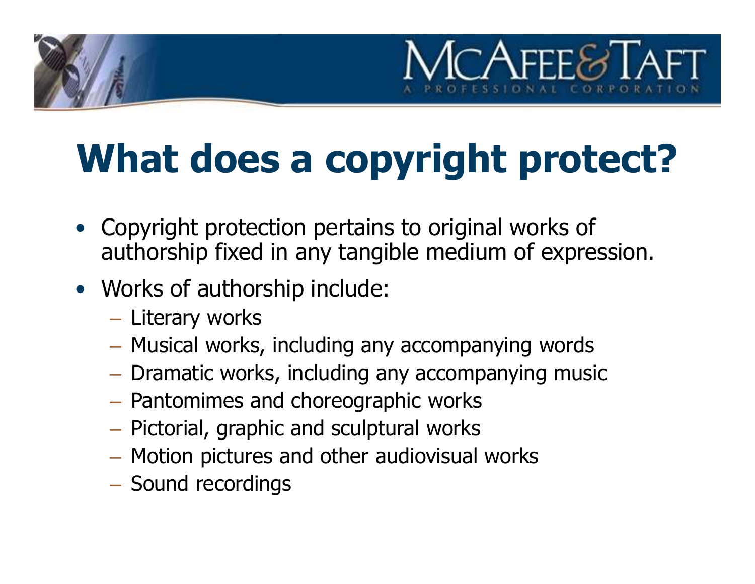# What does a copyright protect?

- Copyright protection pertains to original works of authorship fixed in any tangible medium of expression.
- Works of authorship include:
  - Literary works
  - Musical works, including any accompanying words
  - Dramatic works, including any accompanying music
  - Pantomimes and choreographic works
  - Pictorial, graphic and sculptural works
  - Motion pictures and other audiovisual works
  - Sound recordings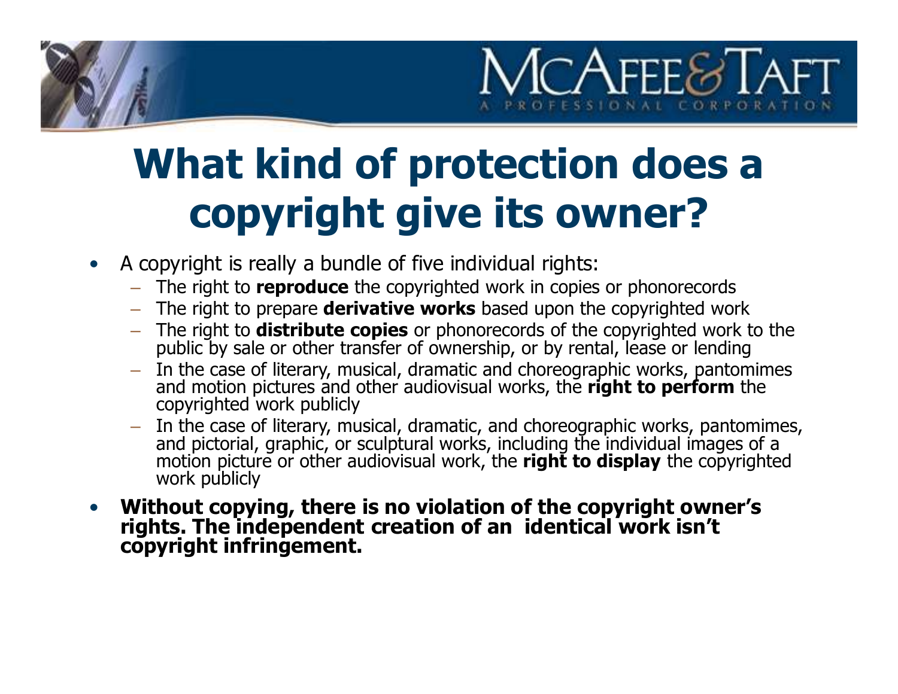# What kind of protection does a copyright give its owner?

- A copyright is really a bundle of five individual rights:
  - The right to **reproduce** the copyrighted work in copies or phonorecords
  - The right to prepare **derivative works** based upon the copyrighted work
  - The right to **distribute copies** or phonorecords of the copyrighted work to the public by sale or other transfer of ownership, or by rental, lease or lending
  - In the case of literary, musical, dramatic and choreographic works, pantomimes and motion pictures and other audiovisual works, the **right to perform** the copyrighted work publicly
  - In the case of literary, musical, dramatic, and choreographic works, pantomimes, and pictorial, graphic, or sculptural works, including the individual images of a motion picture or other audiovisual work, the **right to display** the copyrighted work publicly
- **Without copying, there is no violation of the copyright owner's rights. The independent creation of an identical work isn't copyright infringement.**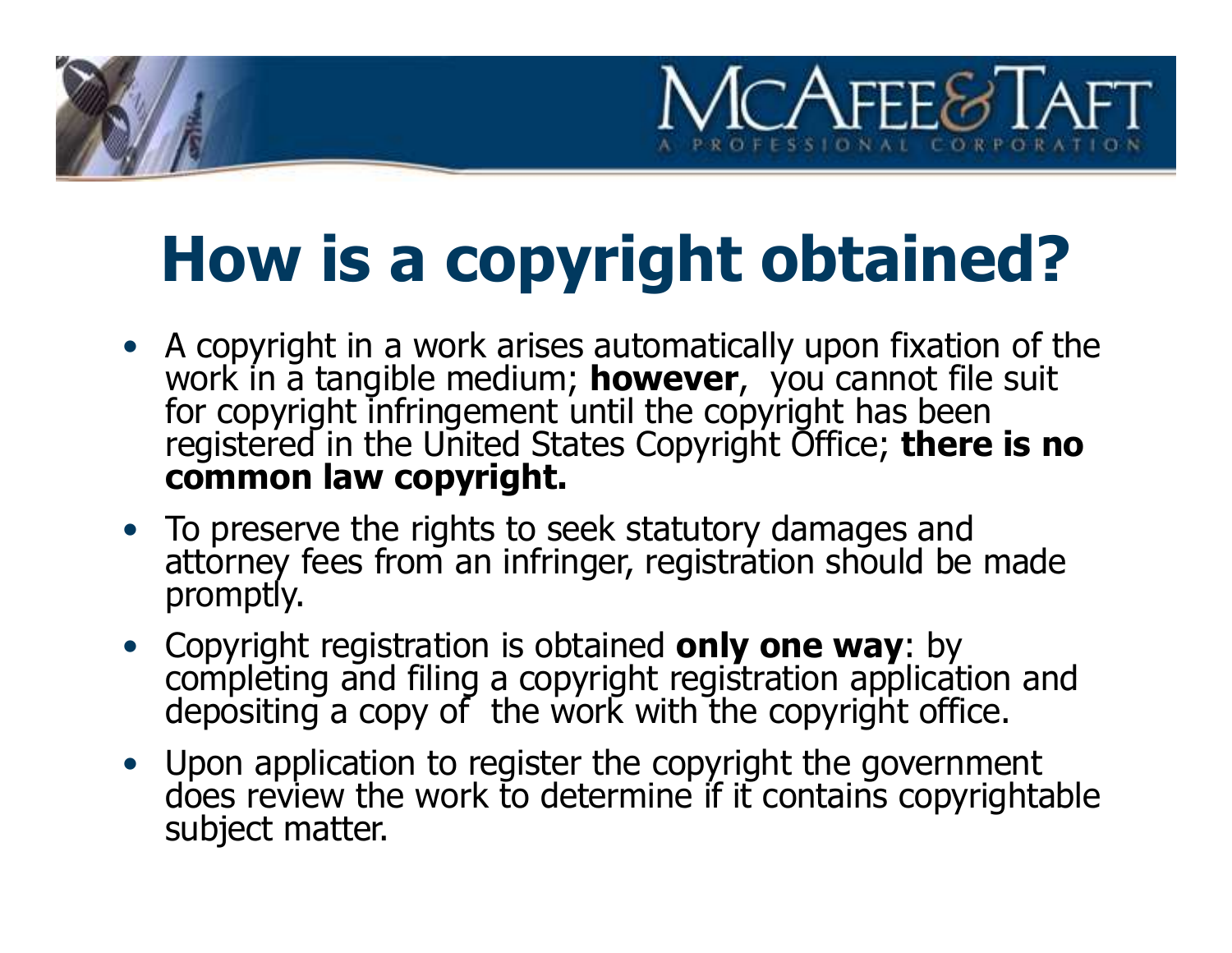# How is a copyright obtained?

- A copyright in a work arises automatically upon fixation of the work in a tangible medium; **however**, you cannot file suit for copyright infringement until the copyright has been registered in the United States Copyright Office; **there is no common law copyright.**
- To preserve the rights to seek statutory damages and attorney fees from an infringer, registration should be made promptly.
- Copyright registration is obtained **only one way**: by completing and filing a copyright registration application and depositing a copy of the work with the copyright office.
- Upon application to register the copyright the government does review the work to determine if it contains copyrightable subject matter.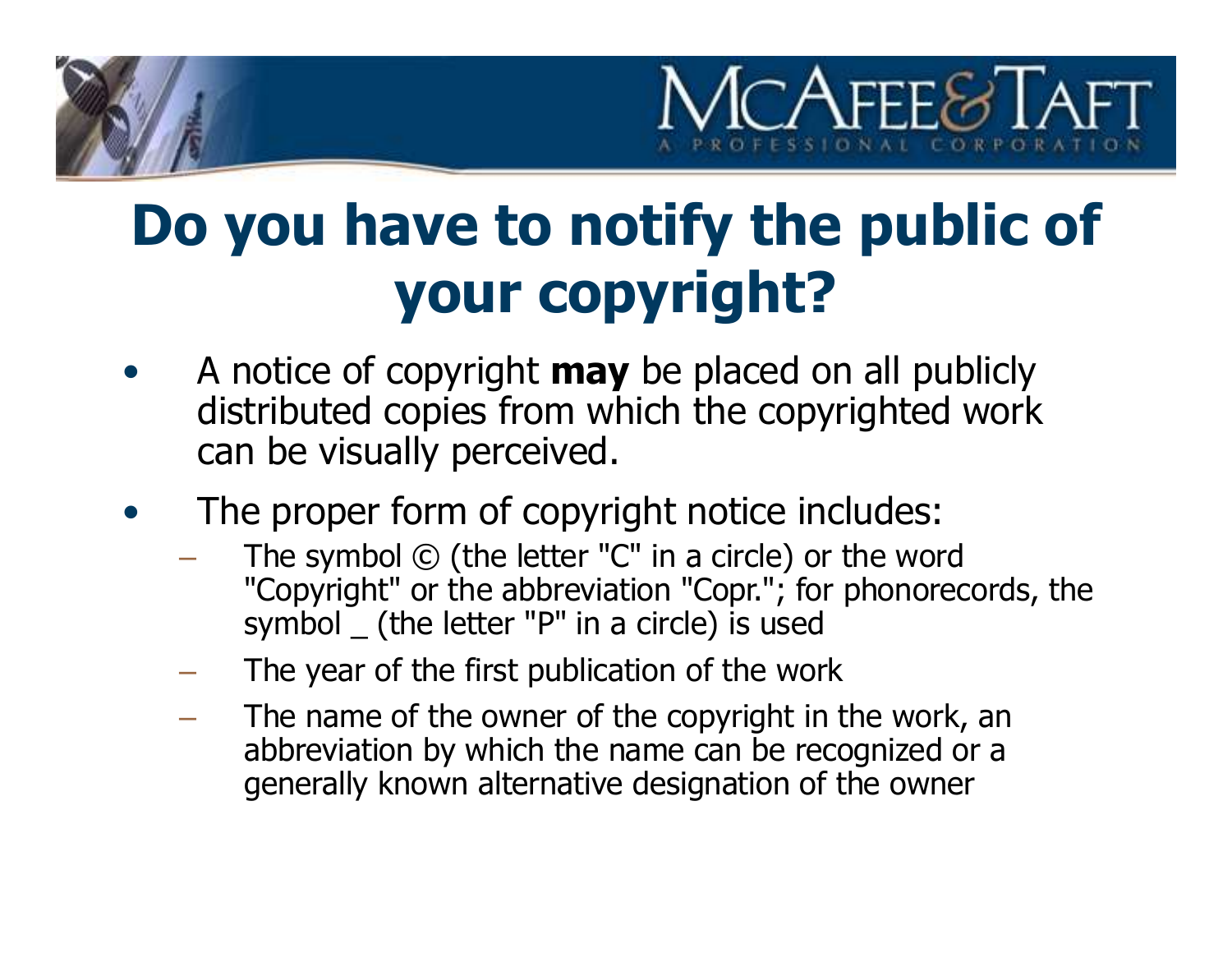# Do you have to notify the public of your copyright?

- A notice of copyright **may** be placed on all publicly distributed copies from which the copyrighted work can be visually perceived.
- The proper form of copyright notice includes:
  - The symbol © (the letter "C" in a circle) or the word "Copyright" or the abbreviation "Copr."; for phonorecords, the symbol _ (the letter "P" in a circle) is used
  - The year of the first publication of the work
  - The name of the owner of the copyright in the work, an abbreviation by which the name can be recognized or a generally known alternative designation of the owner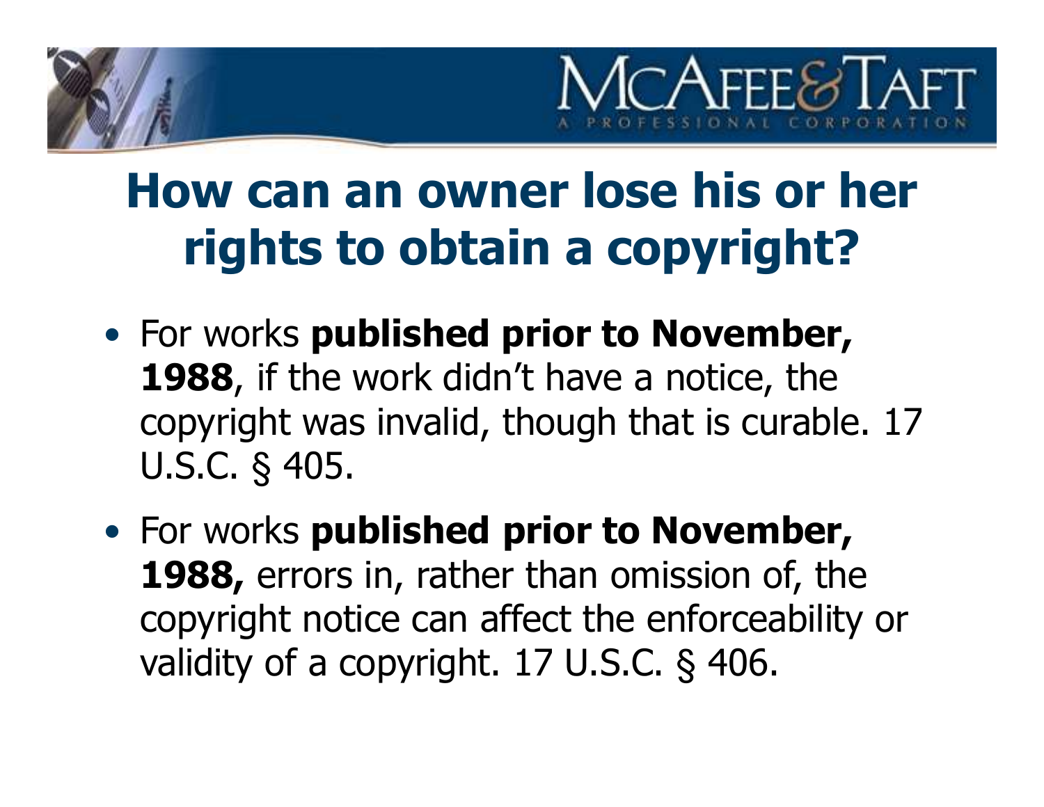# How can an owner lose his or her rights to obtain a copyright?

- For works **published prior to November, 1988**, if the work didn't have a notice, the copyright was invalid, though that is curable. 17 U.S.C. § 405.
- For works **published prior to November, 1988,** errors in, rather than omission of, the copyright notice can affect the enforceability or validity of a copyright. 17 U.S.C. § 406.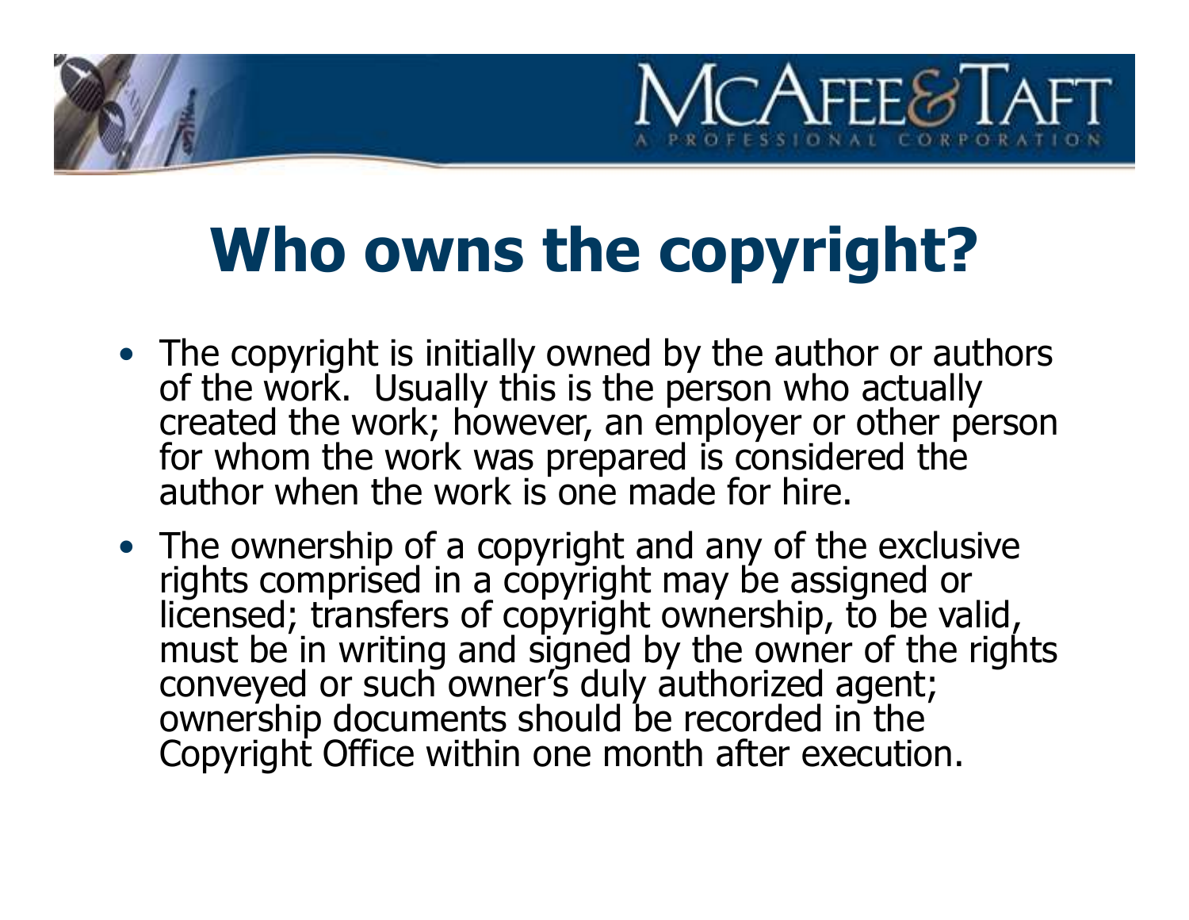# Who owns the copyright?

- The copyright is initially owned by the author or authors of the work. Usually this is the person who actually created the work; however, an employer or other person for whom the work was prepared is considered the author when the work is one made for hire.
- The ownership of a copyright and any of the exclusive rights comprised in a copyright may be assigned or licensed; transfers of copyright ownership, to be valid, must be in writing and signed by the owner of the rights conveyed or such owner's duly authorized agent; ownership documents should be recorded in the Copyright Office within one month after execution.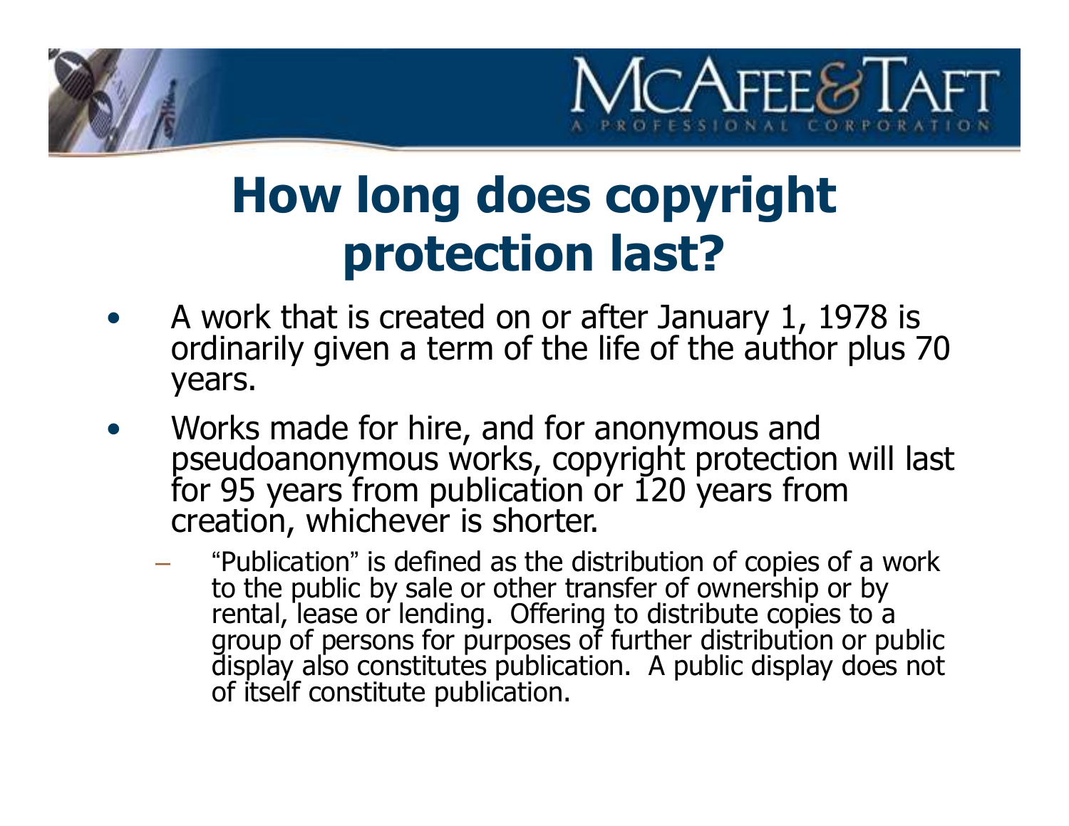# How long does copyright protection last?

- A work that is created on or after January 1, 1978 is ordinarily given a term of the life of the author plus 70 years.
- Works made for hire, and for anonymous and pseudoanonymous works, copyright protection will last for 95 years from publication or 120 years from creation, whichever is shorter.
  - "Publication" is defined as the distribution of copies of a work to the public by sale or other transfer of ownership or by rental, lease or lending. Offering to distribute copies to a group of persons for purposes of further distribution or public display also constitutes publication. A public display does not of itself constitute publication.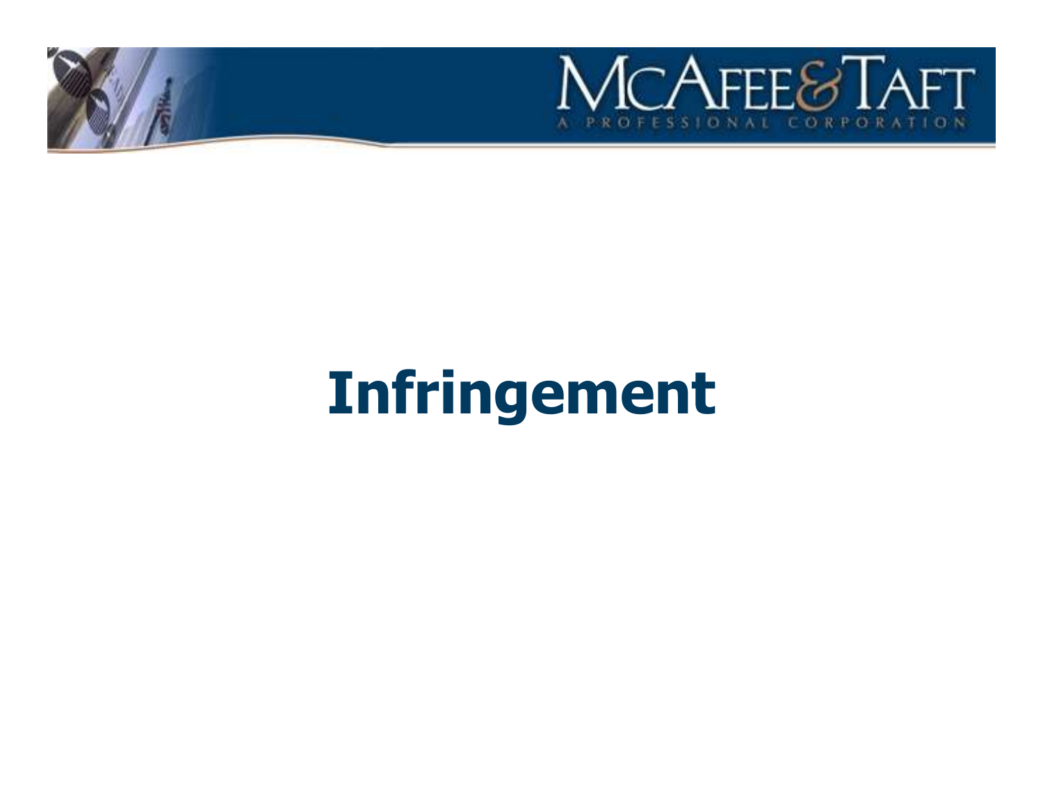# Infringement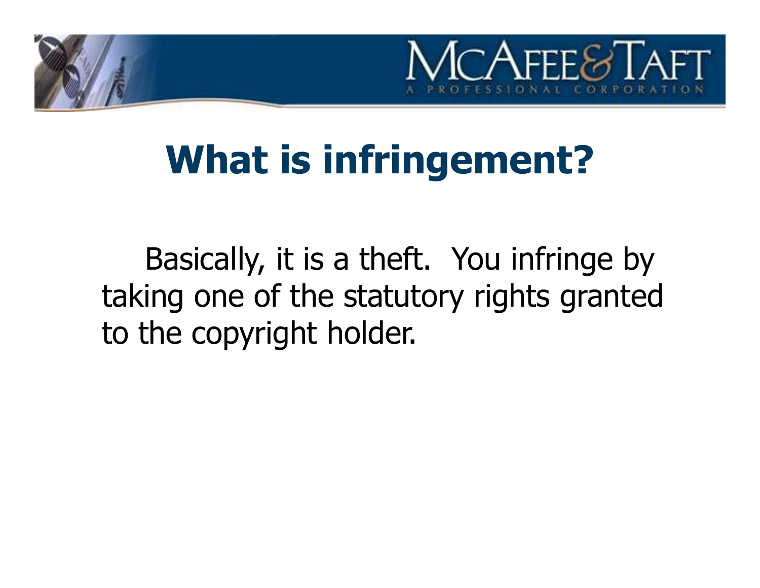# What is infringement?

Basically, it is a theft. You infringe by taking one of the statutory rights granted to the copyright holder.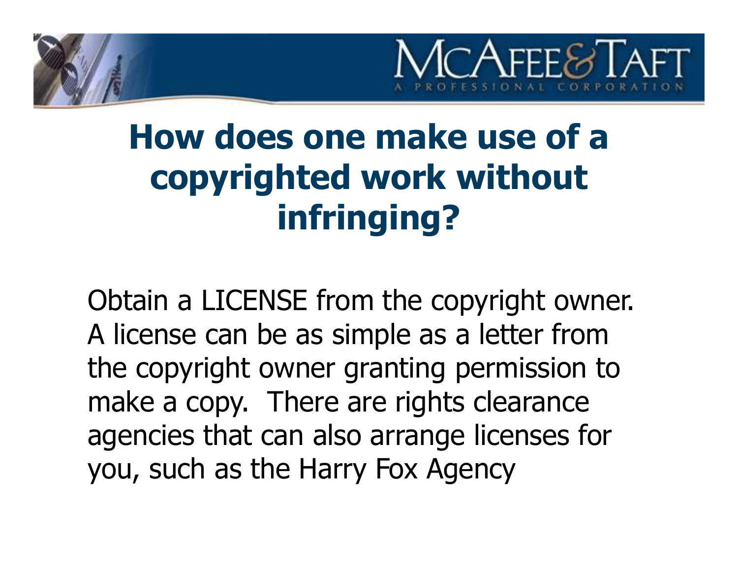# How does one make use of a copyrighted work without infringing?

Obtain a LICENSE from the copyright owner. A license can be as simple as a letter from the copyright owner granting permission to make a copy. There are rights clearance agencies that can also arrange licenses for you, such as the Harry Fox Agency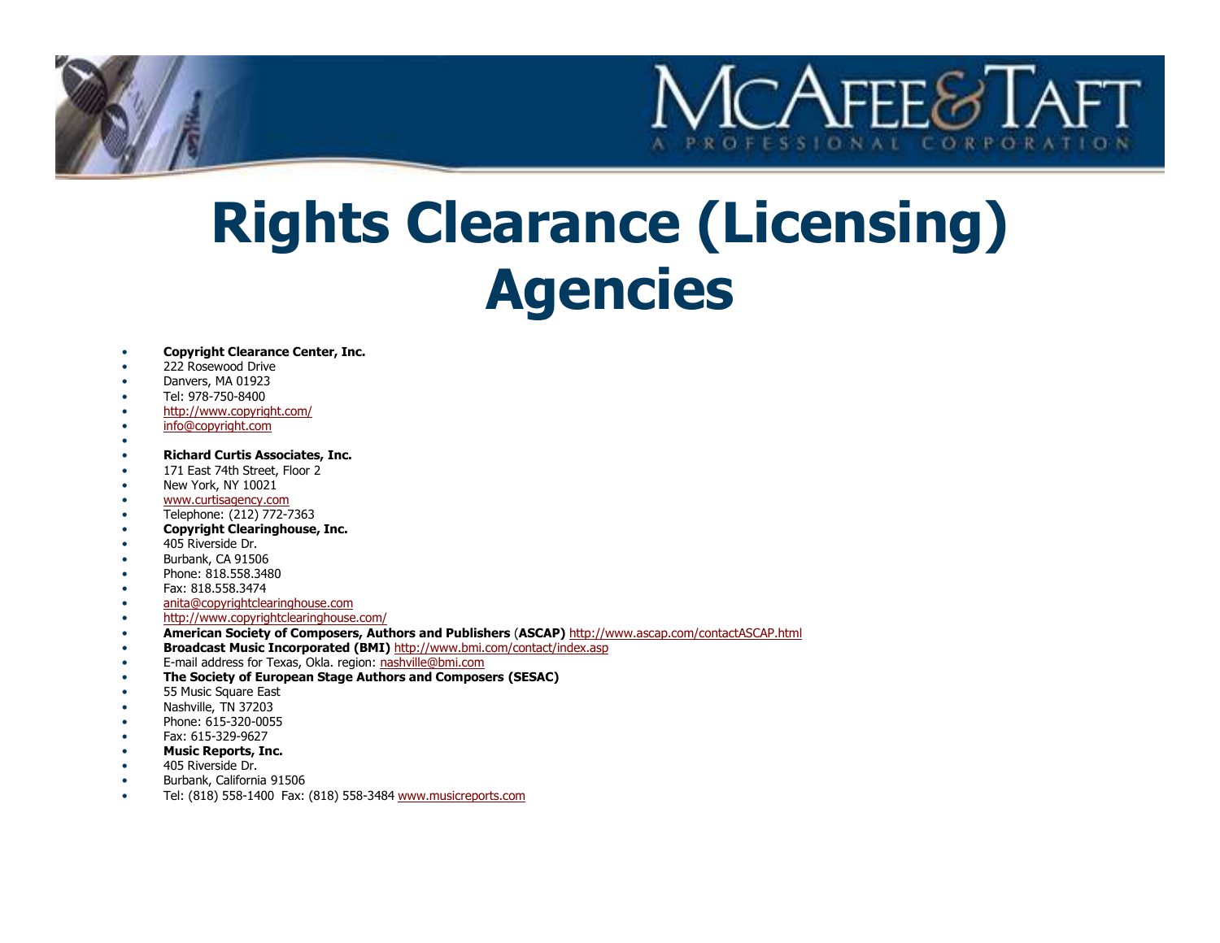# Rights Clearance (Licensing) Agencies

- **Copyright Clearance Center, Inc.**
- 222 Rosewood Drive
- Danvers, MA 01923
- Tel: 978-750-8400
- http://www.copyright.com/
- info@copyright.com
- 
- **Richard Curtis Associates, Inc.**
- 171 East 74th Street, Floor 2
- New York, NY 10021
- www.curtisagency.com
- Telephone: (212) 772-7363
- **Copyright Clearinghouse, Inc.**
- 405 Riverside Dr.
- Burbank, CA 91506
- Phone: 818.558.3480
- Fax: 818.558.3474
- anita@copyrightclearinghouse.com
- http://www.copyrightclearinghouse.com/
- **American Society of Composers, Authors and Publishers** (**ASCAP)** http://www.ascap.com/contactASCAP.html
- **Broadcast Music Incorporated (BMI)** http://www.bmi.com/contact/index.asp
- E-mail address for Texas, Okla. region: nashville@bmi.com
- **The Society of European Stage Authors and Composers (SESAC)**
- 55 Music Square East
- Nashville, TN 37203
- Phone: 615-320-0055
- Fax: 615-329-9627
- **Music Reports, Inc.**
- 405 Riverside Dr.
- Burbank, California 91506
- Tel: (818) 558-1400 Fax: (818) 558-3484 www.musicreports.com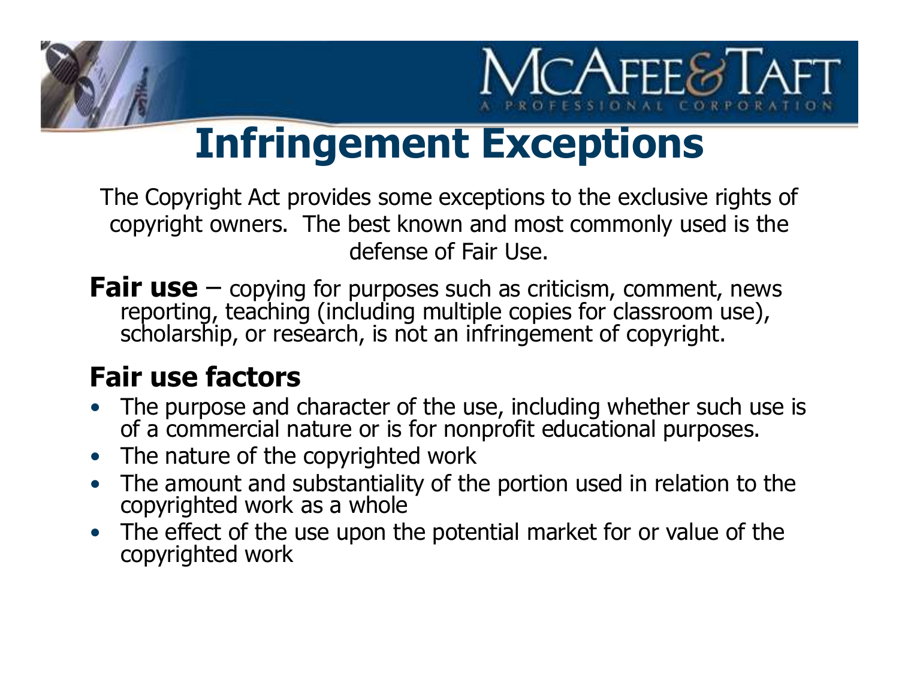# Infringement Exceptions

The Copyright Act provides some exceptions to the exclusive rights of copyright owners. The best known and most commonly used is the defense of Fair Use.

**Fair use** – copying for purposes such as criticism, comment, news reporting, teaching (including multiple copies for classroom use), scholarship, or research, is not an infringement of copyright.

## Fair use factors

- The purpose and character of the use, including whether such use is of a commercial nature or is for nonprofit educational purposes.
- The nature of the copyrighted work
- The amount and substantiality of the portion used in relation to the copyrighted work as a whole
- The effect of the use upon the potential market for or value of the copyrighted work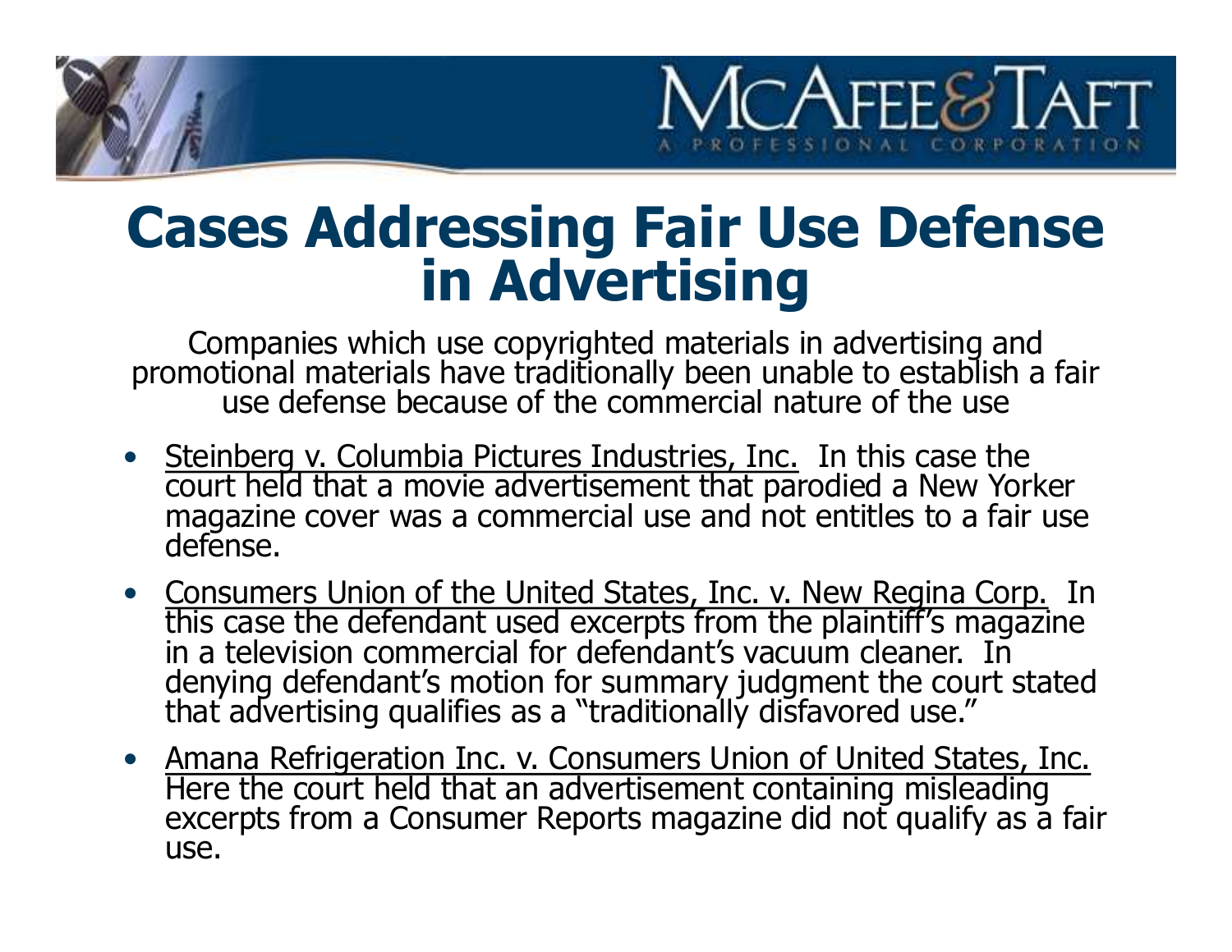# Cases Addressing Fair Use Defense in Advertising

Companies which use copyrighted materials in advertising and promotional materials have traditionally been unable to establish a fair use defense because of the commercial nature of the use

- Steinberg v. Columbia Pictures Industries, Inc. In this case the court held that a movie advertisement that parodied a New Yorker magazine cover was a commercial use and not entitles to a fair use defense.
- Consumers Union of the United States, Inc. v. New Regina Corp. In this case the defendant used excerpts from the plaintiff's magazine in a television commercial for defendant's vacuum cleaner. In denying defendant's motion for summary judgment the court stated that advertising qualifies as a "traditionally disfavored use."
- Amana Refrigeration Inc. v. Consumers Union of United States, Inc. Here the court held that an advertisement containing misleading excerpts from a Consumer Reports magazine did not qualify as a fair use.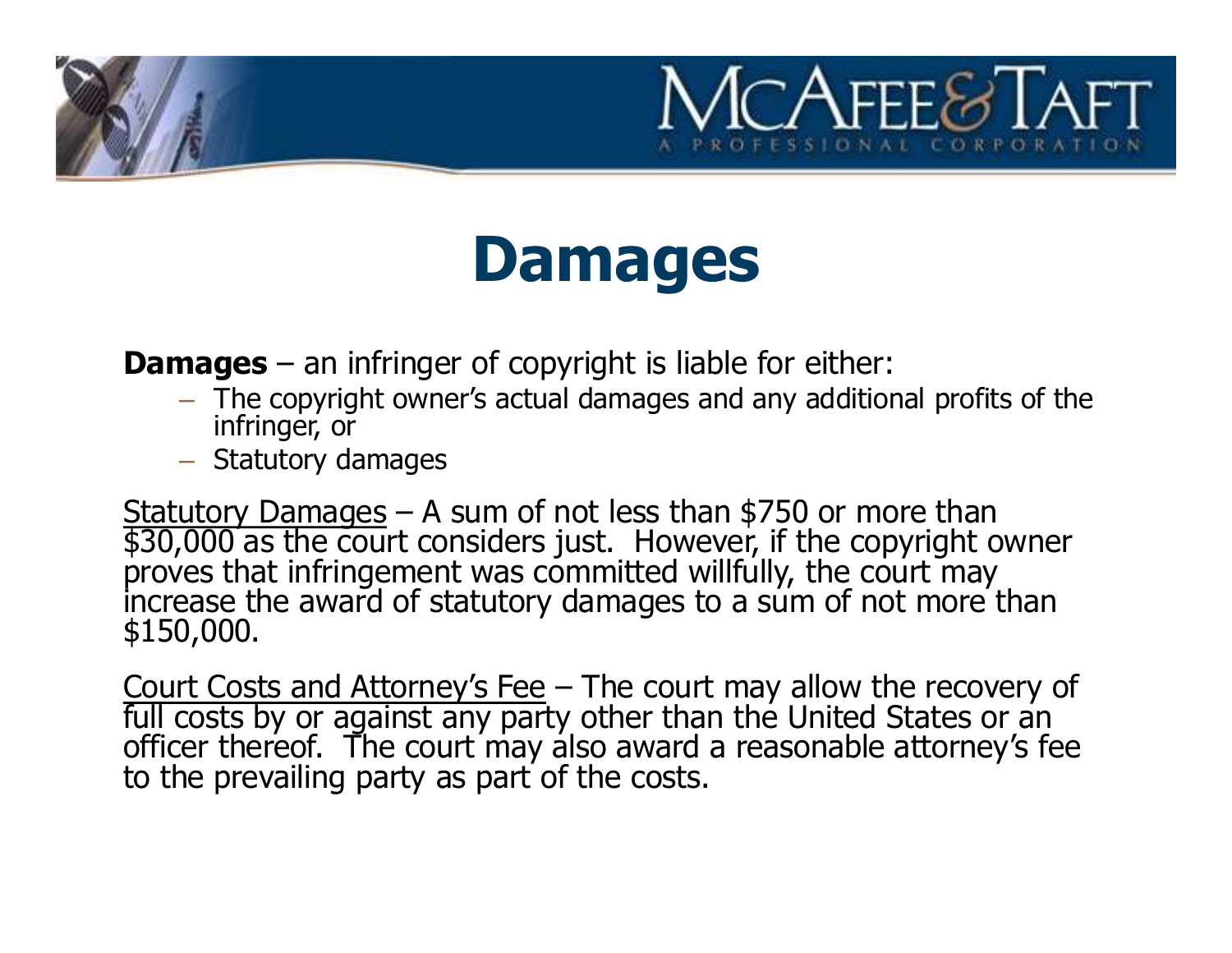# Damages

**Damages** – an infringer of copyright is liable for either:

- The copyright owner's actual damages and any additional profits of the infringer, or
- Statutory damages

Statutory Damages – A sum of not less than $750 or more than $30,000 as the court considers just. However, if the copyright owner proves that infringement was committed willfully, the court may increase the award of statutory damages to a sum of not more than $150,000.

Court Costs and Attorney's Fee – The court may allow the recovery of full costs by or against any party other than the United States or an officer thereof. The court may also award a reasonable attorney's fee to the prevailing party as part of the costs.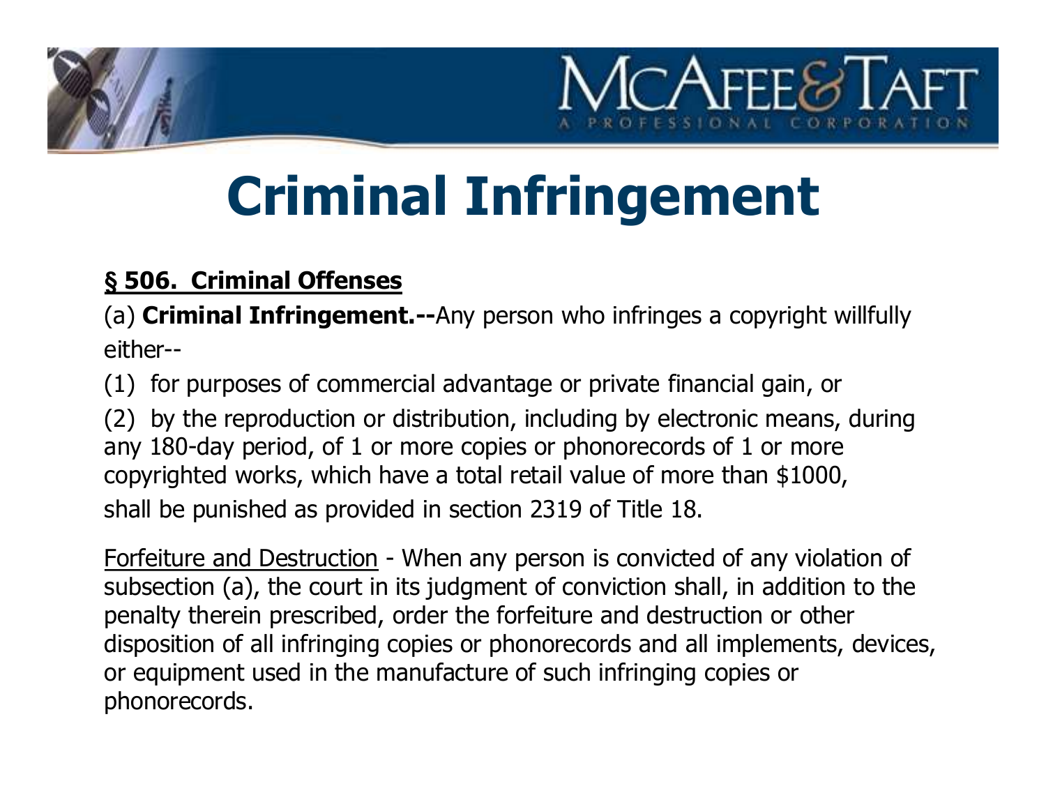# Criminal Infringement

**§ 506. Criminal Offenses**

(a) **Criminal Infringement.--**Any person who infringes a copyright willfully either--

(1) for purposes of commercial advantage or private financial gain, or

(2) by the reproduction or distribution, including by electronic means, during any 180-day period, of 1 or more copies or phonorecords of 1 or more copyrighted works, which have a total retail value of more than $1000,

shall be punished as provided in section 2319 of Title 18.

Forfeiture and Destruction - When any person is convicted of any violation of subsection (a), the court in its judgment of conviction shall, in addition to the penalty therein prescribed, order the forfeiture and destruction or other disposition of all infringing copies or phonorecords and all implements, devices, or equipment used in the manufacture of such infringing copies or phonorecords.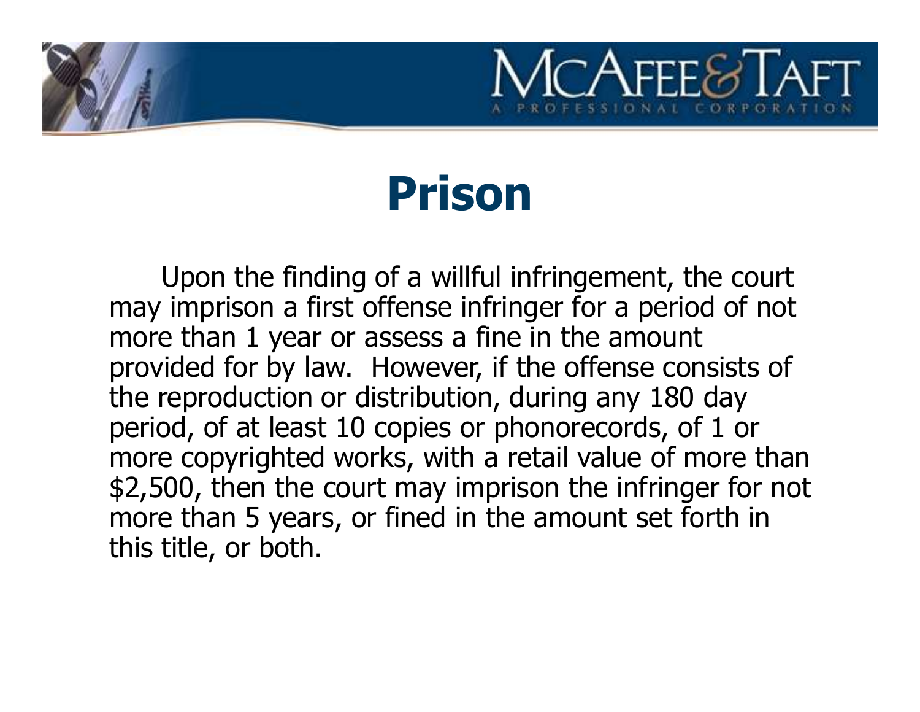# Prison

Upon the finding of a willful infringement, the court may imprison a first offense infringer for a period of not more than 1 year or assess a fine in the amount provided for by law. However, if the offense consists of the reproduction or distribution, during any 180 day period, of at least 10 copies or phonorecords, of 1 or more copyrighted works, with a retail value of more than $2,500, then the court may imprison the infringer for not more than 5 years, or fined in the amount set forth in this title, or both.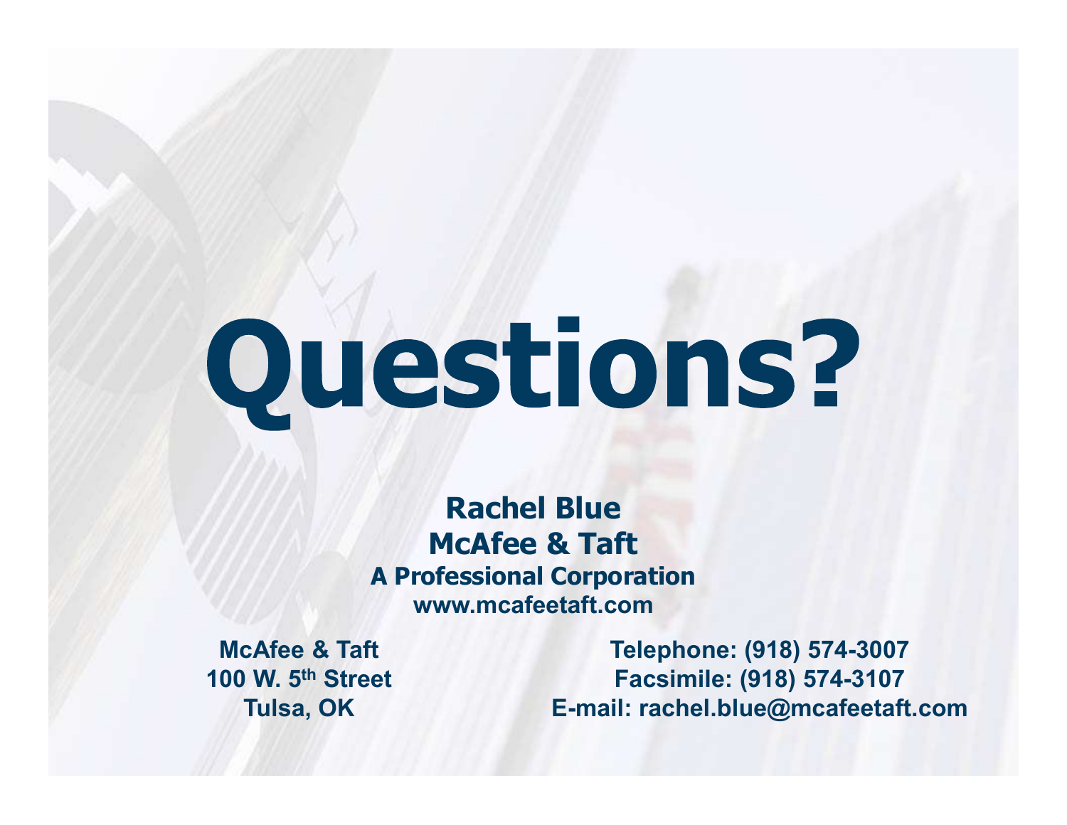# Questions?

**Rachel Blue**
**McAfee & Taft**
**A Professional Corporation**
**www.mcafeetaft.com**

**McAfee & Taft**
**100 W. 5th Street**
**Tulsa, OK**

**Telephone: (918) 574-3007**
**Facsimile: (918) 574-3107**
**E-mail: rachel.blue@mcafeetaft.com**